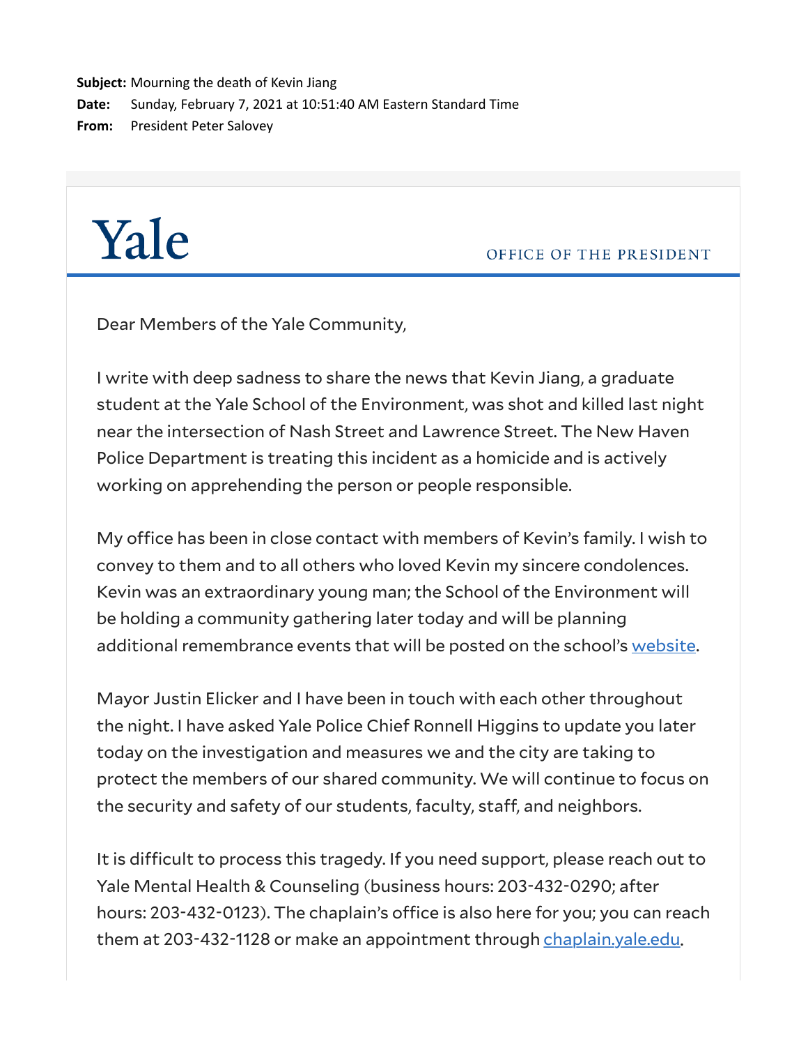**Subject:** Mourning the death of Kevin Jiang
**Date:** Sunday, February 7, 2021 at 10:51:40 AM Eastern Standard Time
**From:** President Peter Salovey

# Yale

OFFICE OF THE PRESIDENT

Dear Members of the Yale Community,

I write with deep sadness to share the news that Kevin Jiang, a graduate student at the Yale School of the Environment, was shot and killed last night near the intersection of Nash Street and Lawrence Street. The New Haven Police Department is treating this incident as a homicide and is actively working on apprehending the person or people responsible.

My office has been in close contact with members of Kevin's family. I wish to convey to them and to all others who loved Kevin my sincere condolences. Kevin was an extraordinary young man; the School of the Environment will be holding a community gathering later today and will be planning additional remembrance events that will be posted on the school's website.

Mayor Justin Elicker and I have been in touch with each other throughout the night. I have asked Yale Police Chief Ronnell Higgins to update you later today on the investigation and measures we and the city are taking to protect the members of our shared community. We will continue to focus on the security and safety of our students, faculty, staff, and neighbors.

It is difficult to process this tragedy. If you need support, please reach out to Yale Mental Health & Counseling (business hours: 203-432-0290; after hours: 203-432-0123). The chaplain's office is also here for you; you can reach them at 203-432-1128 or make an appointment through chaplain.yale.edu.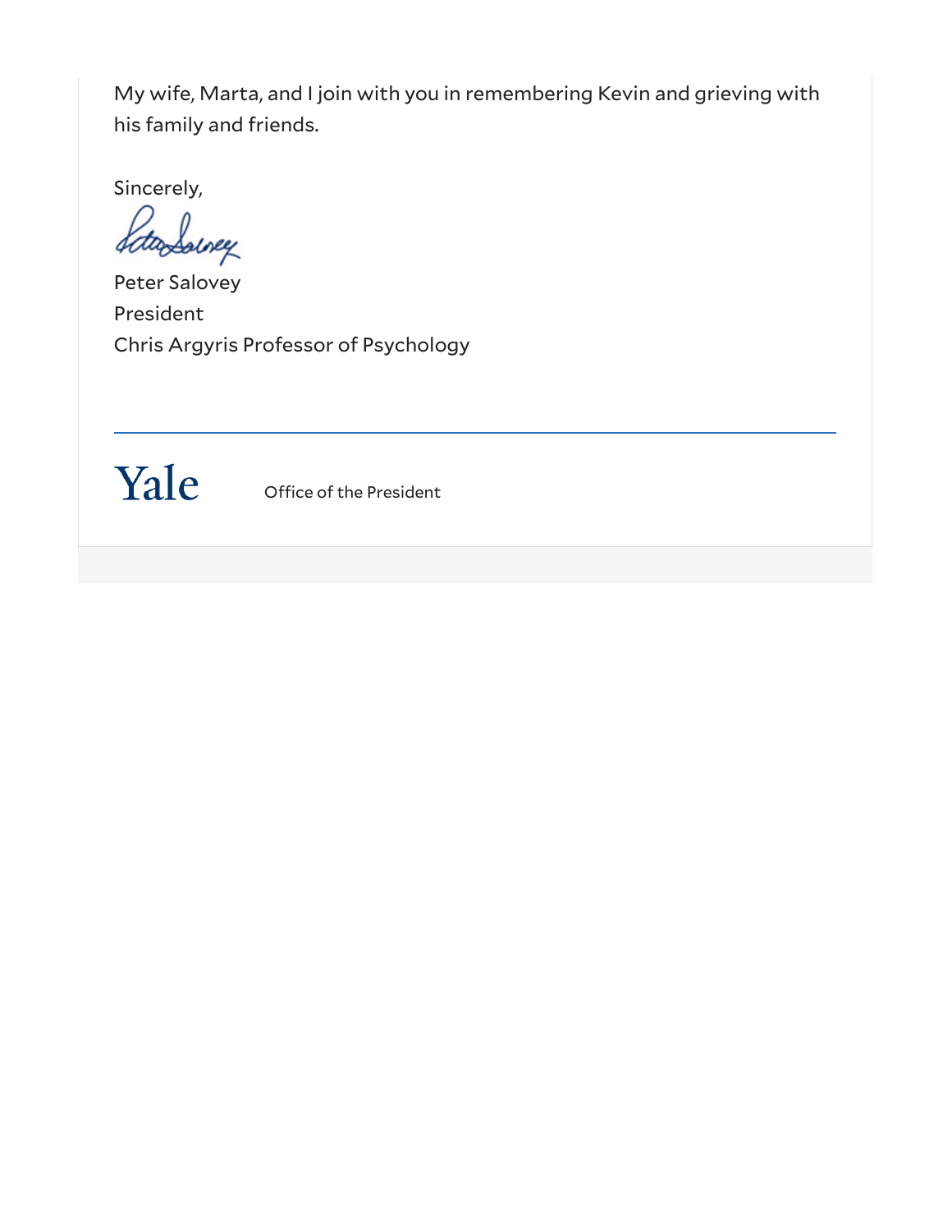My wife, Marta, and I join with you in remembering Kevin and grieving with his family and friends.

Sincerely,

Peter Salovey
President
Chris Argyris Professor of Psychology

---

Yale    Office of the President